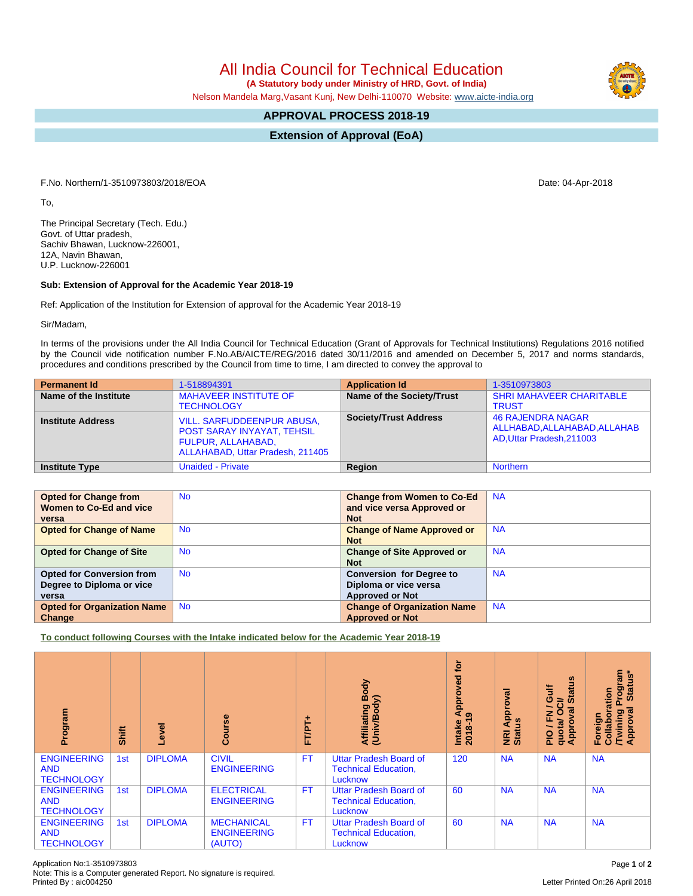# All India Council for Technical Education

**(A Statutory body under Ministry of HRD, Govt. of India)**

Nelson Mandela Marg,Vasant Kunj, New Delhi-110070 Website: www.aicte-india.org

## APPROVAL PROCESS 2018-19

## Extension of Approval (EoA)

F.No. Northern/1-3510973803/2018/EOA

Date: 04-Apr-2018

To,

The Principal Secretary (Tech. Edu.)
Govt. of Uttar pradesh,
Sachiv Bhawan, Lucknow-226001,
12A, Navin Bhawan,
U.P. Lucknow-226001

**Sub: Extension of Approval for the Academic Year 2018-19**

Ref: Application of the Institution for Extension of approval for the Academic Year 2018-19

Sir/Madam,

In terms of the provisions under the All India Council for Technical Education (Grant of Approvals for Technical Institutions) Regulations 2016 notified by the Council vide notification number F.No.AB/AICTE/REG/2016 dated 30/11/2016 and amended on December 5, 2017 and norms standards, procedures and conditions prescribed by the Council from time to time, I am directed to convey the approval to

| **Permanent Id** | 1-518894391 | **Application Id** | 1-3510973803 |
|---|---|---|---|
| **Name of the Institute** | MAHAVEER INSTITUTE OF TECHNOLOGY | **Name of the Society/Trust** | SHRI MAHAVEER CHARITABLE TRUST |
| **Institute Address** | VILL. SARFUDDEENPUR ABUSA, POST SARAY INYAYAT, TEHSIL FULPUR, ALLAHABAD, ALLAHABAD, Uttar Pradesh, 211405 | **Society/Trust Address** | 46 RAJENDRA NAGAR ALLHABAD,ALLAHABAD,ALLAHABAD,Uttar Pradesh,211003 |
| **Institute Type** | Unaided - Private | **Region** | Northern |

| **Opted for Change from Women to Co-Ed and vice versa** | No | **Change from Women to Co-Ed and vice versa Approved or Not** | NA |
|---|---|---|---|
| **Opted for Change of Name** | No | **Change of Name Approved or Not** | NA |
| **Opted for Change of Site** | No | **Change of Site Approved or Not** | NA |
| **Opted for Conversion from Degree to Diploma or vice versa** | No | **Conversion for Degree to Diploma or vice versa Approved or Not** | NA |
| **Opted for Organization Name Change** | No | **Change of Organization Name Approved or Not** | NA |

**To conduct following Courses with the Intake indicated below for the Academic Year 2018-19**

| Program | Shift | Level | Course | FT/PT+ | Affiliating Body (Univ/Body) | Intake Approved for 2018-19 | NRI Approval Status | PIO / FN / Gulf quota/ OCI/ Approval Status | Foreign Collaboration /Twining Program Approval Status* |
|---|---|---|---|---|---|---|---|---|---|
| ENGINEERING AND TECHNOLOGY | 1st | DIPLOMA | CIVIL ENGINEERING | FT | Uttar Pradesh Board of Technical Education, Lucknow | 120 | NA | NA | NA |
| ENGINEERING AND TECHNOLOGY | 1st | DIPLOMA | ELECTRICAL ENGINEERING | FT | Uttar Pradesh Board of Technical Education, Lucknow | 60 | NA | NA | NA |
| ENGINEERING AND TECHNOLOGY | 1st | DIPLOMA | MECHANICAL ENGINEERING (AUTO) | FT | Uttar Pradesh Board of Technical Education, Lucknow | 60 | NA | NA | NA |

Application No:1-3510973803
Note: This is a Computer generated Report. No signature is required.
Printed By : aic004250

Letter Printed On:26 April 2018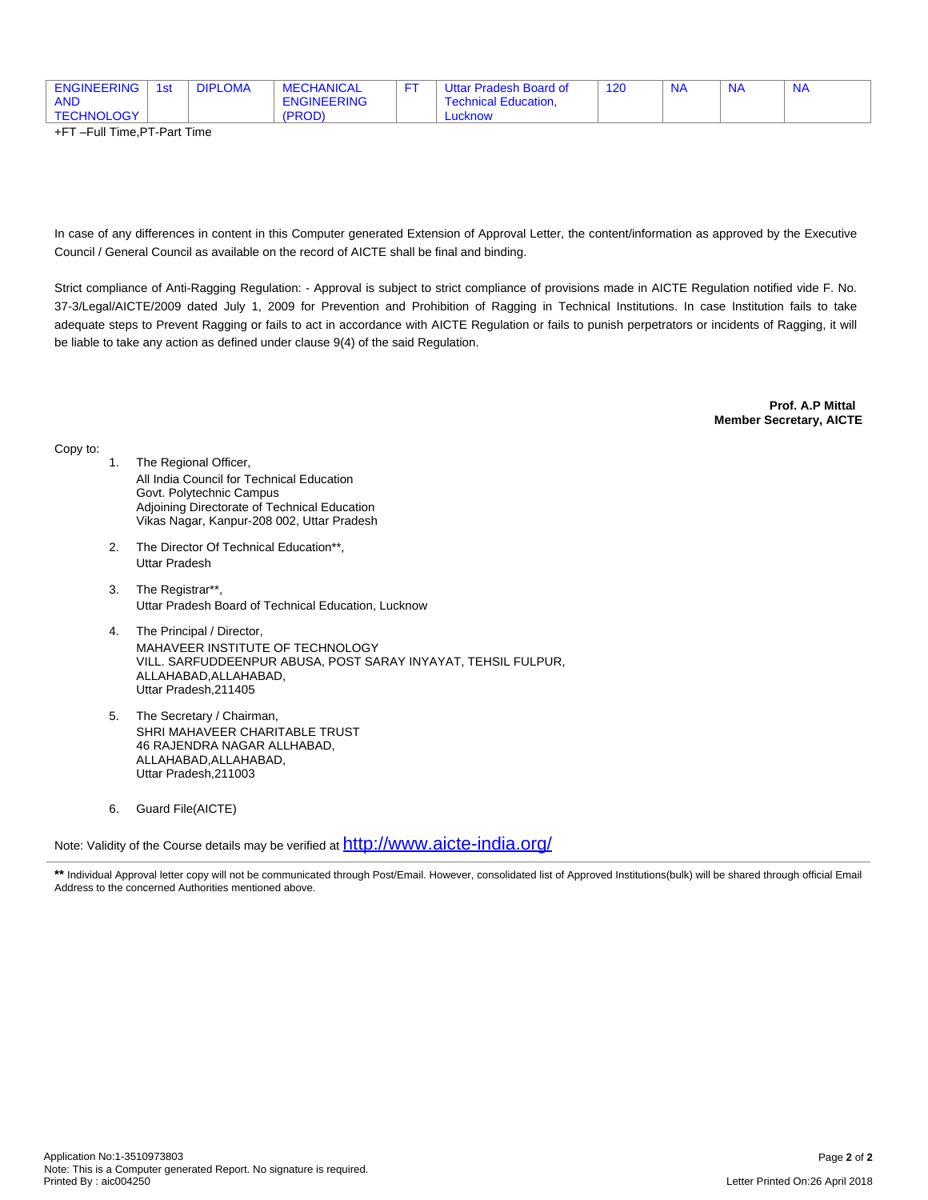| | | | | | | | | | |
|---|---|---|---|---|---|---|---|---|---|
| ENGINEERING AND TECHNOLOGY | 1st | DIPLOMA | MECHANICAL ENGINEERING (PROD) | FT | Uttar Pradesh Board of Technical Education, Lucknow | 120 | NA | NA | NA |

+FT –Full Time,PT-Part Time

In case of any differences in content in this Computer generated Extension of Approval Letter, the content/information as approved by the Executive Council / General Council as available on the record of AICTE shall be final and binding.

Strict compliance of Anti-Ragging Regulation: - Approval is subject to strict compliance of provisions made in AICTE Regulation notified vide F. No. 37-3/Legal/AICTE/2009 dated July 1, 2009 for Prevention and Prohibition of Ragging in Technical Institutions. In case Institution fails to take adequate steps to Prevent Ragging or fails to act in accordance with AICTE Regulation or fails to punish perpetrators or incidents of Ragging, it will be liable to take any action as defined under clause 9(4) of the said Regulation.

**Prof. A.P Mittal**
**Member Secretary, AICTE**

Copy to:

1. The Regional Officer,
   All India Council for Technical Education
   Govt. Polytechnic Campus
   Adjoining Directorate of Technical Education
   Vikas Nagar, Kanpur-208 002, Uttar Pradesh

2. The Director Of Technical Education**,
   Uttar Pradesh

3. The Registrar**,
   Uttar Pradesh Board of Technical Education, Lucknow

4. The Principal / Director,
   MAHAVEER INSTITUTE OF TECHNOLOGY
   VILL. SARFUDDEENPUR ABUSA, POST SARAY INYAYAT, TEHSIL FULPUR,
   ALLAHABAD,ALLAHABAD,
   Uttar Pradesh,211405

5. The Secretary / Chairman,
   SHRI MAHAVEER CHARITABLE TRUST
   46 RAJENDRA NAGAR ALLHABAD,
   ALLAHABAD,ALLAHABAD,
   Uttar Pradesh,211003

6. Guard File(AICTE)

Note: Validity of the Course details may be verified at http://www.aicte-india.org/

** Individual Approval letter copy will not be communicated through Post/Email. However, consolidated list of Approved Institutions(bulk) will be shared through official Email Address to the concerned Authorities mentioned above.

Application No:1-3510973803
Note: This is a Computer generated Report. No signature is required.
Printed By : aic004250

Letter Printed On:26 April 2018